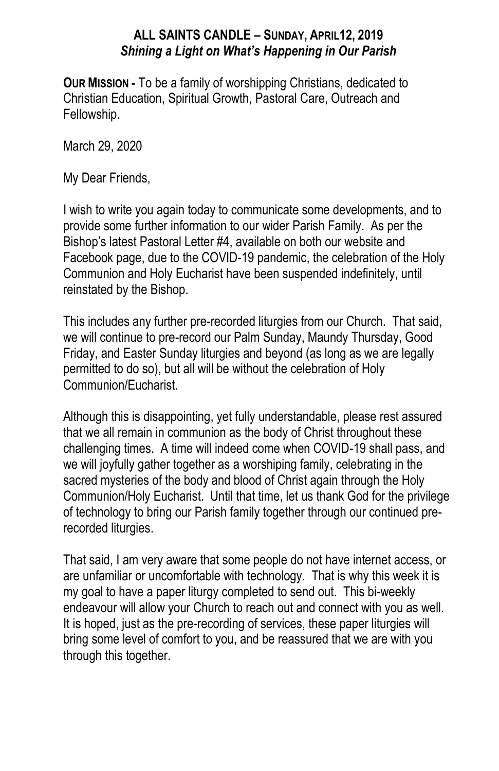# ALL SAINTS CANDLE – SUNDAY, APRIL12, 2019

***Shining a Light on What's Happening in Our Parish***

**OUR MISSION -** To be a family of worshipping Christians, dedicated to Christian Education, Spiritual Growth, Pastoral Care, Outreach and Fellowship.

March 29, 2020

My Dear Friends,

I wish to write you again today to communicate some developments, and to provide some further information to our wider Parish Family. As per the Bishop's latest Pastoral Letter #4, available on both our website and Facebook page, due to the COVID-19 pandemic, the celebration of the Holy Communion and Holy Eucharist have been suspended indefinitely, until reinstated by the Bishop.

This includes any further pre-recorded liturgies from our Church. That said, we will continue to pre-record our Palm Sunday, Maundy Thursday, Good Friday, and Easter Sunday liturgies and beyond (as long as we are legally permitted to do so), but all will be without the celebration of Holy Communion/Eucharist.

Although this is disappointing, yet fully understandable, please rest assured that we all remain in communion as the body of Christ throughout these challenging times. A time will indeed come when COVID-19 shall pass, and we will joyfully gather together as a worshiping family, celebrating in the sacred mysteries of the body and blood of Christ again through the Holy Communion/Holy Eucharist. Until that time, let us thank God for the privilege of technology to bring our Parish family together through our continued pre-recorded liturgies.

That said, I am very aware that some people do not have internet access, or are unfamiliar or uncomfortable with technology. That is why this week it is my goal to have a paper liturgy completed to send out. This bi-weekly endeavour will allow your Church to reach out and connect with you as well. It is hoped, just as the pre-recording of services, these paper liturgies will bring some level of comfort to you, and be reassured that we are with you through this together.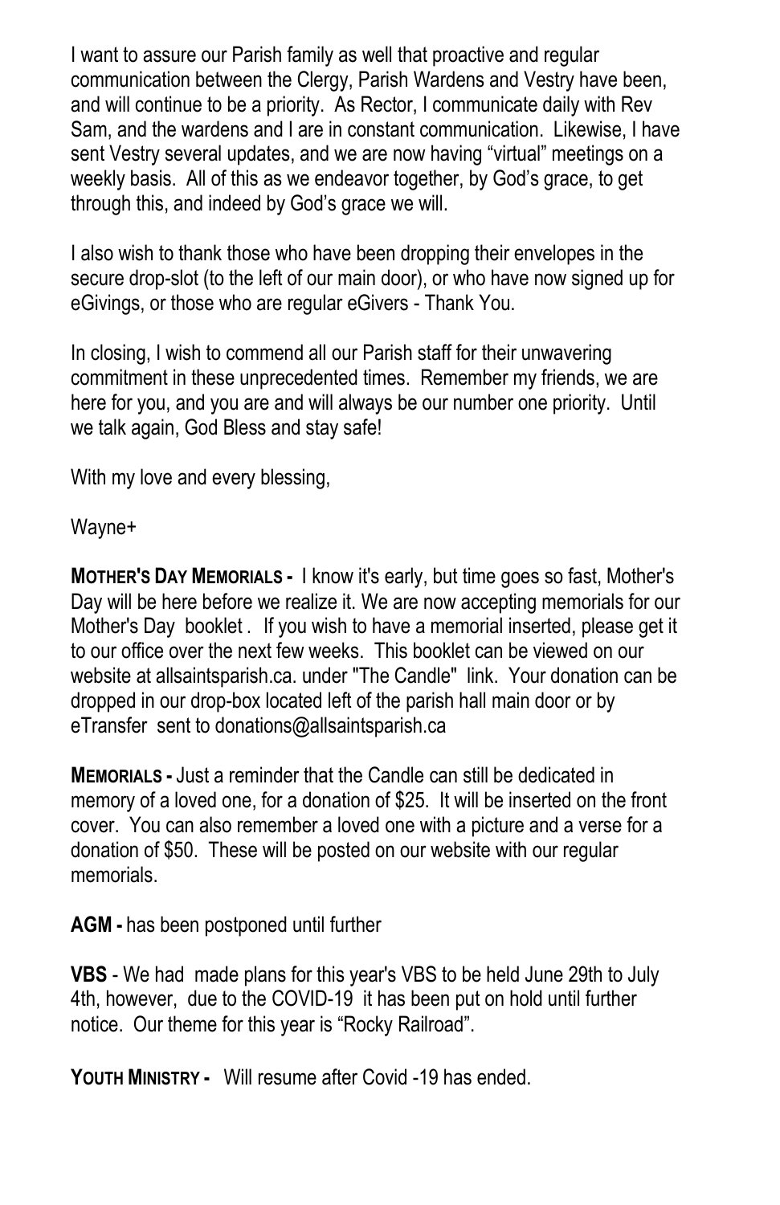I want to assure our Parish family as well that proactive and regular communication between the Clergy, Parish Wardens and Vestry have been, and will continue to be a priority. As Rector, I communicate daily with Rev Sam, and the wardens and I are in constant communication. Likewise, I have sent Vestry several updates, and we are now having "virtual" meetings on a weekly basis. All of this as we endeavor together, by God's grace, to get through this, and indeed by God's grace we will.

I also wish to thank those who have been dropping their envelopes in the secure drop-slot (to the left of our main door), or who have now signed up for eGivings, or those who are regular eGivers - Thank You.

In closing, I wish to commend all our Parish staff for their unwavering commitment in these unprecedented times. Remember my friends, we are here for you, and you are and will always be our number one priority. Until we talk again, God Bless and stay safe!

With my love and every blessing,

Wayne+

**MOTHER'S DAY MEMORIALS -** I know it's early, but time goes so fast, Mother's Day will be here before we realize it. We are now accepting memorials for our Mother's Day booklet . If you wish to have a memorial inserted, please get it to our office over the next few weeks. This booklet can be viewed on our website at allsaintsparish.ca. under "The Candle" link. Your donation can be dropped in our drop-box located left of the parish hall main door or by eTransfer sent to donations@allsaintsparish.ca

**MEMORIALS -** Just a reminder that the Candle can still be dedicated in memory of a loved one, for a donation of $25. It will be inserted on the front cover. You can also remember a loved one with a picture and a verse for a donation of $50. These will be posted on our website with our regular memorials.

**AGM -** has been postponed until further

**VBS** - We had made plans for this year's VBS to be held June 29th to July 4th, however, due to the COVID-19 it has been put on hold until further notice. Our theme for this year is "Rocky Railroad".

**YOUTH MINISTRY -** Will resume after Covid -19 has ended.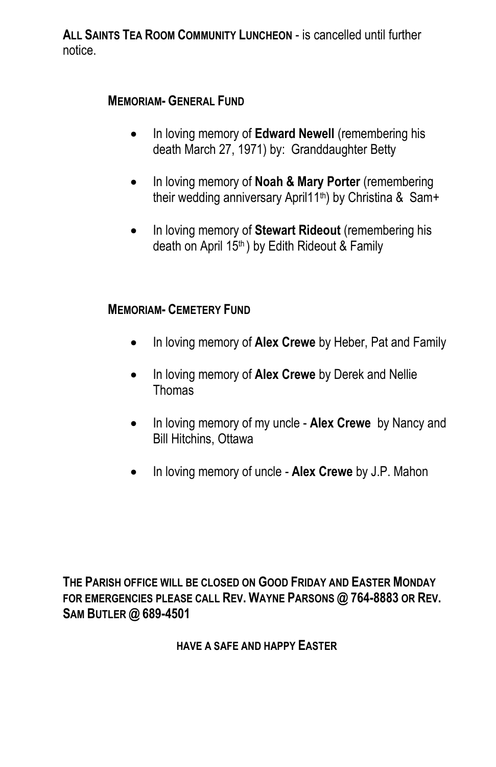**ALL SAINTS TEA ROOM COMMUNITY LUNCHEON** - is cancelled until further notice.

### MEMORIAM- GENERAL FUND

- In loving memory of **Edward Newell** (remembering his death March 27, 1971) by: Granddaughter Betty
- In loving memory of **Noah & Mary Porter** (remembering their wedding anniversary April11th) by Christina & Sam+
- In loving memory of **Stewart Rideout** (remembering his death on April 15th ) by Edith Rideout & Family

### MEMORIAM- CEMETERY FUND

- In loving memory of **Alex Crewe** by Heber, Pat and Family
- In loving memory of **Alex Crewe** by Derek and Nellie Thomas
- In loving memory of my uncle - **Alex Crewe** by Nancy and Bill Hitchins, Ottawa
- In loving memory of uncle - **Alex Crewe** by J.P. Mahon

**THE PARISH OFFICE WILL BE CLOSED ON GOOD FRIDAY AND EASTER MONDAY FOR EMERGENCIES PLEASE CALL REV. WAYNE PARSONS @ 764-8883 OR REV. SAM BUTLER @ 689-4501**

**HAVE A SAFE AND HAPPY EASTER**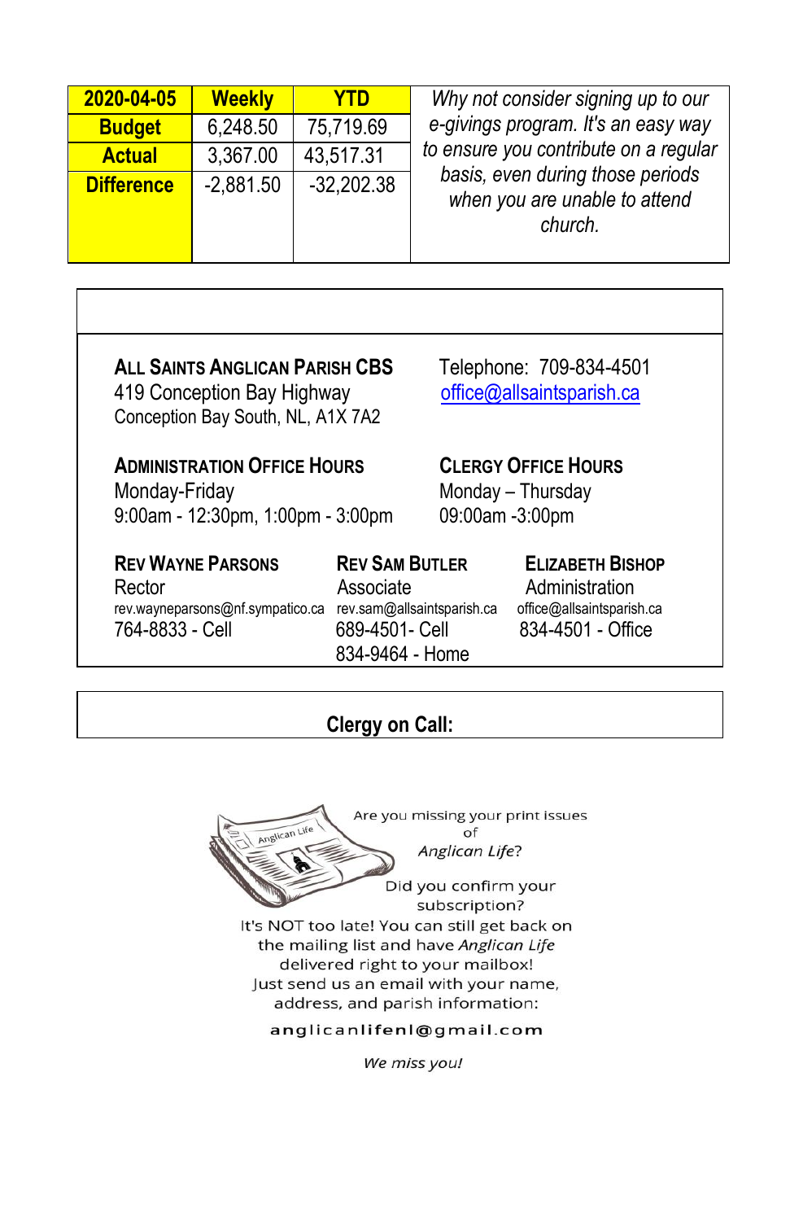| 2020-04-05 | Weekly | YTD |
| --- | --- | --- |
| Budget | 6,248.50 | 75,719.69 |
| Actual | 3,367.00 | 43,517.31 |
| Difference | -2,881.50 | -32,202.38 |

*Why not consider signing up to our e-givings program. It's an easy way to ensure you contribute on a regular basis, even during those periods when you are unable to attend church.*

**ALL SAINTS ANGLICAN PARISH CBS**
419 Conception Bay Highway
Conception Bay South, NL, A1X 7A2

Telephone: 709-834-4501
office@allsaintsparish.ca

**ADMINISTRATION OFFICE HOURS**
Monday-Friday
9:00am - 12:30pm, 1:00pm - 3:00pm

**CLERGY OFFICE HOURS**
Monday – Thursday
09:00am -3:00pm

**REV WAYNE PARSONS**
Rector
rev.wayneparsons@nf.sympatico.ca
764-8833 - Cell

**REV SAM BUTLER**
Associate
rev.sam@allsaintsparish.ca
689-4501- Cell
834-9464 - Home

**ELIZABETH BISHOP**
Administration
office@allsaintsparish.ca
834-4501 - Office

**Clergy on Call:**

Are you missing your print issues of *Anglican Life*?

Did you confirm your subscription?

It's NOT too late! You can still get back on the mailing list and have *Anglican Life* delivered right to your mailbox!

Just send us an email with your name, address, and parish information:

anglicanlifenl@gmail.com

*We miss you!*